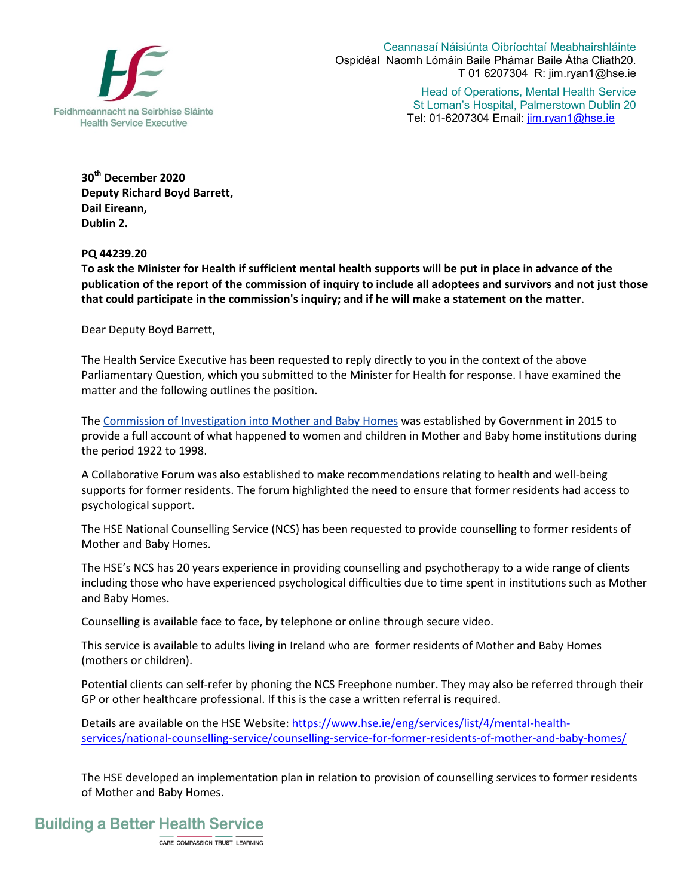Feidhmeannacht na Seirbhíse Sláinte
Health Service Executive

Ceannasaí Náisiúnta Oibríochtaí Meabhairshláinte
Ospidéal Naomh Lómáin Baile Phámar Baile Átha Cliath20.
T 01 6207304 R: jim.ryan1@hse.ie

Head of Operations, Mental Health Service
St Loman's Hospital, Palmerstown Dublin 20
Tel: 01-6207304 Email: [jim.ryan1@hse.ie](mailto:jim.ryan1@hse.ie)

**30th December 2020**
**Deputy Richard Boyd Barrett,**
**Dail Eireann,**
**Dublin 2.**

**PQ 44239.20**
**To ask the Minister for Health if sufficient mental health supports will be put in place in advance of the publication of the report of the commission of inquiry to include all adoptees and survivors and not just those that could participate in the commission's inquiry; and if he will make a statement on the matter**.

Dear Deputy Boyd Barrett,

The Health Service Executive has been requested to reply directly to you in the context of the above Parliamentary Question, which you submitted to the Minister for Health for response. I have examined the matter and the following outlines the position.

The [Commission of Investigation into Mother and Baby Homes](#) was established by Government in 2015 to provide a full account of what happened to women and children in Mother and Baby home institutions during the period 1922 to 1998.

A Collaborative Forum was also established to make recommendations relating to health and well-being supports for former residents. The forum highlighted the need to ensure that former residents had access to psychological support.

The HSE National Counselling Service (NCS) has been requested to provide counselling to former residents of Mother and Baby Homes.

The HSE's NCS has 20 years experience in providing counselling and psychotherapy to a wide range of clients including those who have experienced psychological difficulties due to time spent in institutions such as Mother and Baby Homes.

Counselling is available face to face, by telephone or online through secure video.

This service is available to adults living in Ireland who are former residents of Mother and Baby Homes (mothers or children).

Potential clients can self-refer by phoning the NCS Freephone number. They may also be referred through their GP or other healthcare professional. If this is the case a written referral is required.

Details are available on the HSE Website: [https://www.hse.ie/eng/services/list/4/mental-health-services/national-counselling-service/counselling-service-for-former-residents-of-mother-and-baby-homes/](https://www.hse.ie/eng/services/list/4/mental-health-services/national-counselling-service/counselling-service-for-former-residents-of-mother-and-baby-homes/)

The HSE developed an implementation plan in relation to provision of counselling services to former residents of Mother and Baby Homes.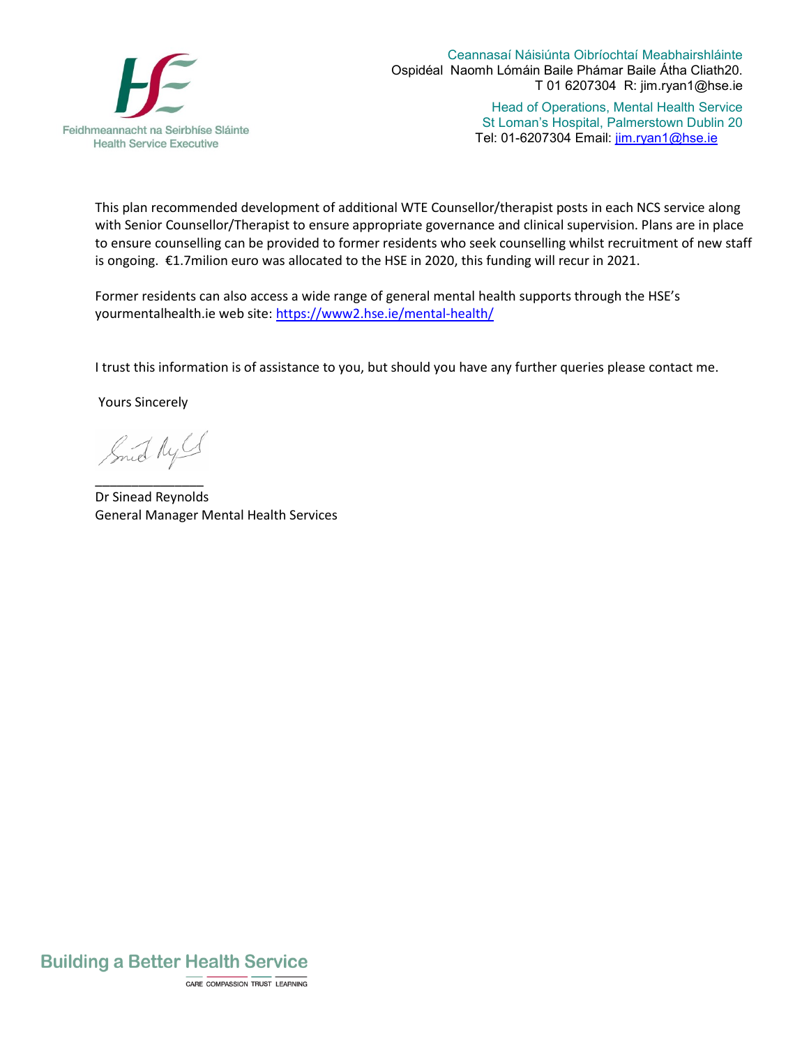Ceannasaí Náisiúnta Oibríochtaí Meabhairshláinte
Ospidéal Naomh Lómáin Baile Phámar Baile Átha Cliath20.
T 01 6207304 R: jim.ryan1@hse.ie

Head of Operations, Mental Health Service
St Loman's Hospital, Palmerstown Dublin 20
Tel: 01-6207304 Email: jim.ryan1@hse.ie

This plan recommended development of additional WTE Counsellor/therapist posts in each NCS service along with Senior Counsellor/Therapist to ensure appropriate governance and clinical supervision. Plans are in place to ensure counselling can be provided to former residents who seek counselling whilst recruitment of new staff is ongoing. €1.7milion euro was allocated to the HSE in 2020, this funding will recur in 2021.

Former residents can also access a wide range of general mental health supports through the HSE's yourmentalhealth.ie web site: https://www2.hse.ie/mental-health/

I trust this information is of assistance to you, but should you have any further queries please contact me.

Yours Sincerely

_______________

Dr Sinead Reynolds
General Manager Mental Health Services